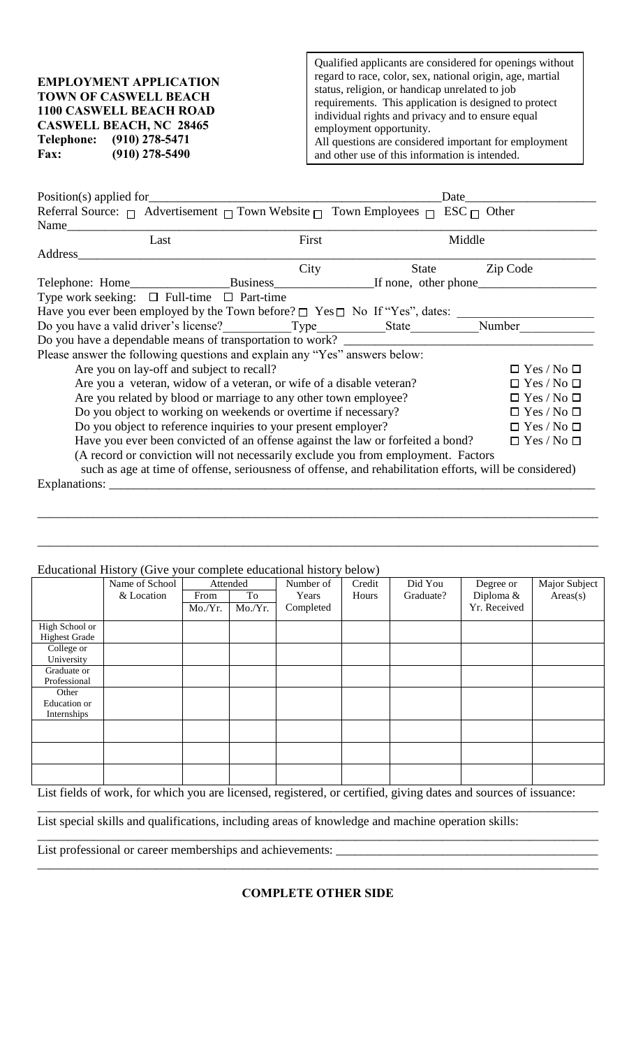**EMPLOYMENT APPLICATION**
**TOWN OF CASWELL BEACH**
**1100 CASWELL BEACH ROAD**
**CASWELL BEACH, NC 28465**
**Telephone: (910) 278-5471**
**Fax: (910) 278-5490**

Qualified applicants are considered for openings without regard to race, color, sex, national origin, age, martial status, religion, or handicap unrelated to job requirements. This application is designed to protect individual rights and privacy and to ensure equal employment opportunity.
All questions are considered important for employment and other use of this information is intended.

Position(s) applied for_______________________________________________ Date____________________

Referral Source: ☐ Advertisement ☐ Town Website ☐ Town Employees ☐ ESC ☐ Other

Name_____________________________________________________________________________________
Last First Middle

Address___________________________________________________________________________________
City State Zip Code

Telephone: Home________________Business________________If none, other phone__________________

Type work seeking: ☐ Full-time ☐ Part-time

Have you ever been employed by the Town before? ☐ Yes ☐ No If "Yes", dates: ____________________

Do you have a valid driver's license?__________Type__________State__________Number___________

Do you have a dependable means of transportation to work? ____________________________________

Please answer the following questions and explain any "Yes" answers below:

- Are you on lay-off and subject to recall? ☐ Yes / No ☐
- Are you a veteran, widow of a veteran, or wife of a disable veteran? ☐ Yes / No ☐
- Are you related by blood or marriage to any other town employee? ☐ Yes / No ☐
- Do you object to working on weekends or overtime if necessary? ☐ Yes / No ☐
- Do you object to reference inquiries to your present employer? ☐ Yes / No ☐
- Have you ever been convicted of an offense against the law or forfeited a bond? ☐ Yes / No ☐

(A record or conviction will not necessarily exclude you from employment. Factors such as age at time of offense, seriousness of offense, and rehabilitation efforts, will be considered)

Explanations: ____________________________________________________________________________

__________________________________________________________________________________________

__________________________________________________________________________________________

Educational History (Give your complete educational history below)

| | Name of School & Location | Attended | | Number of Years Completed | Credit Hours | Did You Graduate? | Degree or Diploma & Yr. Received | Major Subject Areas(s) |
|---|---|---|---|---|---|---|---|---|
| | | From Mo./Yr. | To Mo./Yr. | | | | | |
| High School or Highest Grade | | | | | | | | |
| College or University | | | | | | | | |
| Graduate or Professional | | | | | | | | |
| Other Education or Internships | | | | | | | | |
| | | | | | | | | |
| | | | | | | | | |
| | | | | | | | | |

List fields of work, for which you are licensed, registered, or certified, giving dates and sources of issuance:

__________________________________________________________________________________________

List special skills and qualifications, including areas of knowledge and machine operation skills:

__________________________________________________________________________________________

List professional or career memberships and achievements: _________________________________________

__________________________________________________________________________________________

**COMPLETE OTHER SIDE**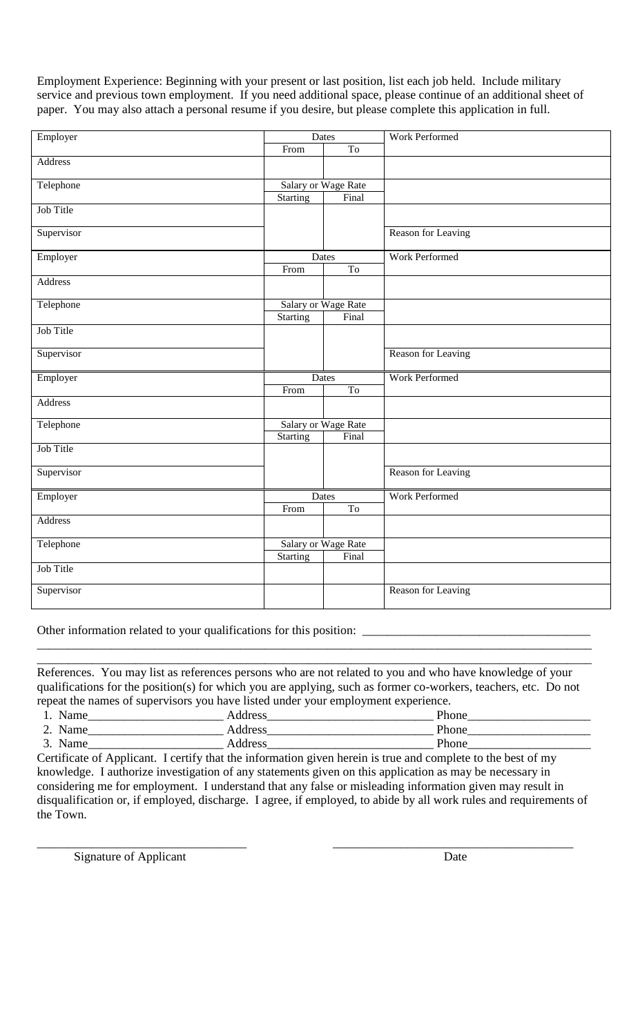Employment Experience: Beginning with your present or last position, list each job held. Include military service and previous town employment. If you need additional space, please continue of an additional sheet of paper. You may also attach a personal resume if you desire, but please complete this application in full.

| Employer | Dates | | Work Performed |
|---|---|---|---|
| | From | To | |
| Address | | | |
| Telephone | Salary or Wage Rate | | |
| | Starting | Final | |
| Job Title | | | |
| Supervisor | | | Reason for Leaving |
| Employer | Dates | | Work Performed |
| | From | To | |
| Address | | | |
| Telephone | Salary or Wage Rate | | |
| | Starting | Final | |
| Job Title | | | |
| Supervisor | | | Reason for Leaving |
| Employer | Dates | | Work Performed |
| | From | To | |
| Address | | | |
| Telephone | Salary or Wage Rate | | |
| | Starting | Final | |
| Job Title | | | |
| Supervisor | | | Reason for Leaving |
| Employer | Dates | | Work Performed |
| | From | To | |
| Address | | | |
| Telephone | Salary or Wage Rate | | |
| | Starting | Final | |
| Job Title | | | |
| Supervisor | | | Reason for Leaving |

Other information related to your qualifications for this position: ____________________________________
_____________________________________________________________________________________________
_____________________________________________________________________________________________

References. You may list as references persons who are not related to you and who have knowledge of your qualifications for the position(s) for which you are applying, such as former co-workers, teachers, etc. Do not repeat the names of supervisors you have listed under your employment experience.

1. Name_____________________ Address__________________________ Phone___________________
2. Name_____________________ Address__________________________ Phone___________________
3. Name_____________________ Address__________________________ Phone___________________

Certificate of Applicant. I certify that the information given herein is true and complete to the best of my knowledge. I authorize investigation of any statements given on this application as may be necessary in considering me for employment. I understand that any false or misleading information given may result in disqualification or, if employed, discharge. I agree, if employed, to abide by all work rules and requirements of the Town.

__________________________________ ______________________________________

Signature of Applicant Date